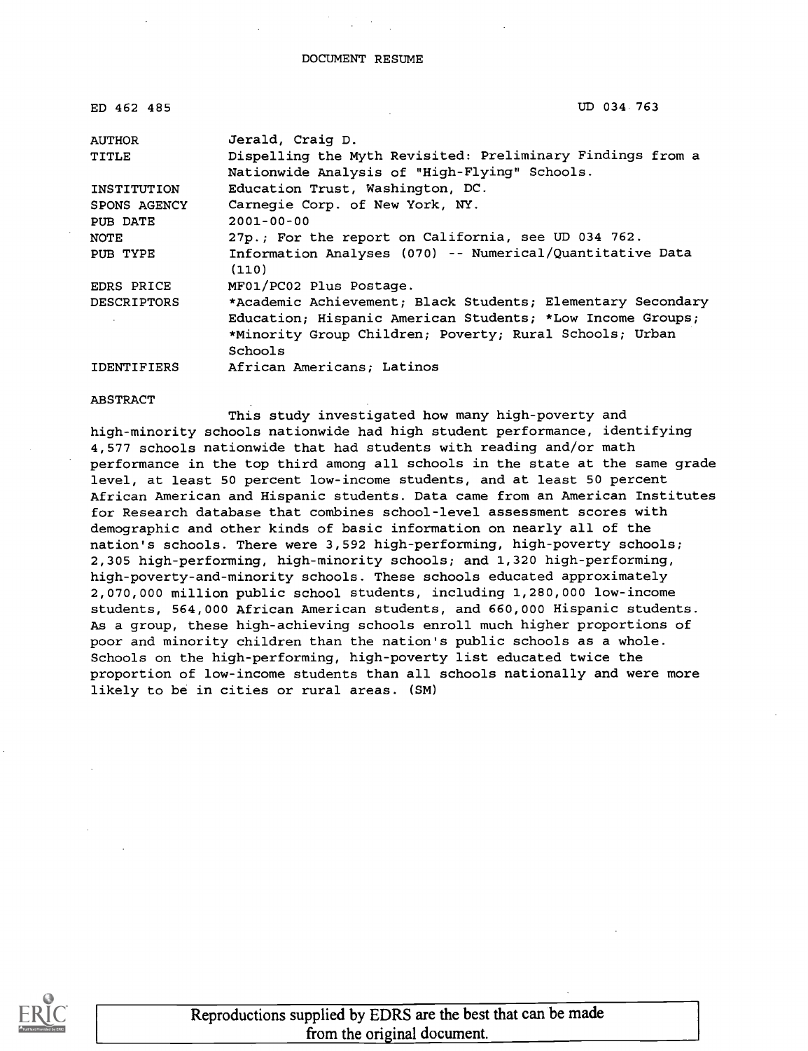# DOCUMENT RESUME

| | |
|---|---|
| ED 462 485 | UD 034 763 |
| AUTHOR | Jerald, Craig D. |
| TITLE | Dispelling the Myth Revisited: Preliminary Findings from a Nationwide Analysis of "High-Flying" Schools. |
| INSTITUTION | Education Trust, Washington, DC. |
| SPONS AGENCY | Carnegie Corp. of New York, NY. |
| PUB DATE | 2001-00-00 |
| NOTE | 27p.; For the report on California, see UD 034 762. |
| PUB TYPE | Information Analyses (070) -- Numerical/Quantitative Data (110) |
| EDRS PRICE | MF01/PC02 Plus Postage. |
| DESCRIPTORS | *Academic Achievement; Black Students; Elementary Secondary Education; Hispanic American Students; *Low Income Groups; *Minority Group Children; Poverty; Rural Schools; Urban Schools |
| IDENTIFIERS | African Americans; Latinos |

ABSTRACT

This study investigated how many high-poverty and high-minority schools nationwide had high student performance, identifying 4,577 schools nationwide that had students with reading and/or math performance in the top third among all schools in the state at the same grade level, at least 50 percent low-income students, and at least 50 percent African American and Hispanic students. Data came from an American Institutes for Research database that combines school-level assessment scores with demographic and other kinds of basic information on nearly all of the nation's schools. There were 3,592 high-performing, high-poverty schools; 2,305 high-performing, high-minority schools; and 1,320 high-performing, high-poverty-and-minority schools. These schools educated approximately 2,070,000 million public school students, including 1,280,000 low-income students, 564,000 African American students, and 660,000 Hispanic students. As a group, these high-achieving schools enroll much higher proportions of poor and minority children than the nation's public schools as a whole. Schools on the high-performing, high-poverty list educated twice the proportion of low-income students than all schools nationally and were more likely to be in cities or rural areas. (SM)

Reproductions supplied by EDRS are the best that can be made from the original document.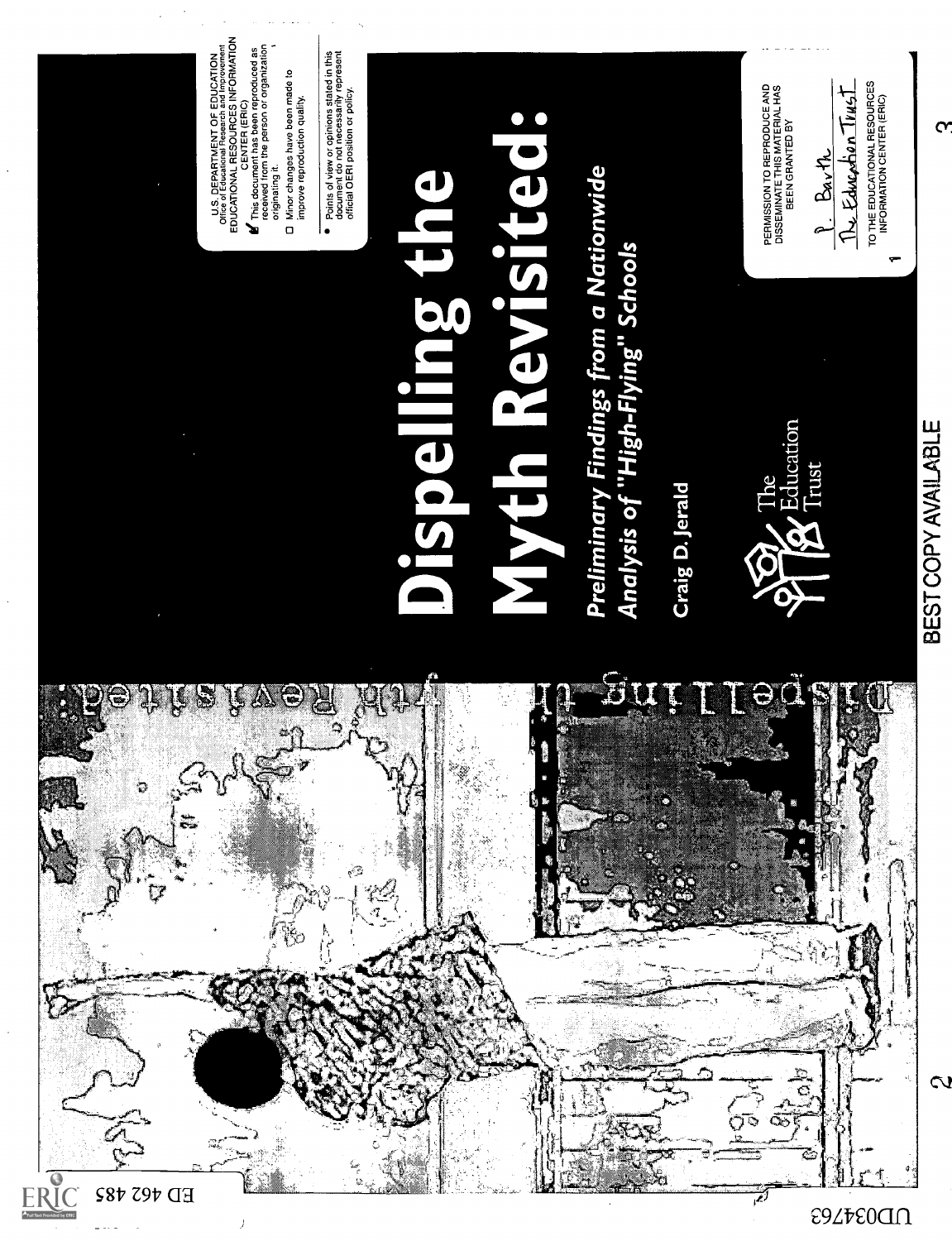U.S. DEPARTMENT OF EDUCATION
Office of Educational Research and Improvement
EDUCATIONAL RESOURCES INFORMATION CENTER (ERIC)

- ✓ This document has been reproduced as received from the person or organization originating it.
- ☐ Minor changes have been made to improve reproduction quality.

- Points of view or opinions stated in this document do not necessarily represent official OERI position or policy.

PERMISSION TO REPRODUCE AND DISSEMINATE THIS MATERIAL HAS BEEN GRANTED BY

P. Barth
The Education Trust

TO THE EDUCATIONAL RESOURCES INFORMATION CENTER (ERIC)

# Dispelling the Myth Revisited:

## *Preliminary Findings from a Nationwide Analysis of "High-Flying" Schools*

Craig D. Jerald

The Education Trust

BEST COPY AVAILABLE

ED 462 485

UD034763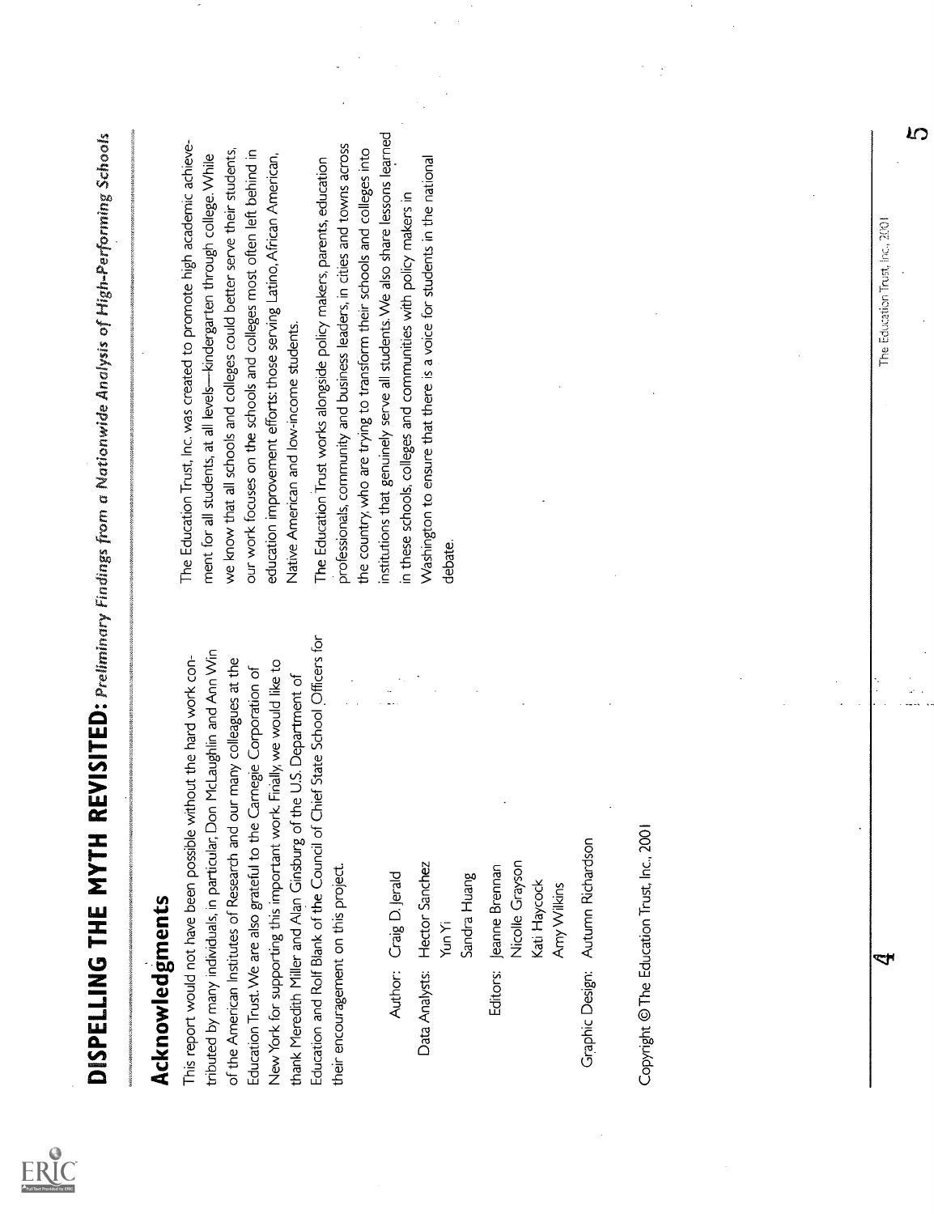## Acknowledgments

This report would not have been possible without the hard work contributed by many individuals, in particular, Don McLaughlin and Ann Win of the American Institutes of Research and our many colleagues at the Education Trust. We are also grateful to the Carnegie Corporation of New York for supporting this important work. Finally, we would like to thank Meredith Miller and Alan Ginsburg of the U.S. Department of Education and Rolf Blank of the Council of Chief State School Officers for their encouragement on this project.

Author: Craig D. Jerald

Data Analysts: Hector Sanchez
Yun Yi
Sandra Huang

Editors: Jeanne Brennan
Nicolle Grayson
Kati Haycock
Amy Wilkins

Graphic Design: Autumn Richardson

Copyright © The Education Trust, Inc., 2001

The Education Trust, Inc. was created to promote high academic achievement for all students, at all levels—kindergarten through college. While we know that all schools and colleges could better serve their students, our work focuses on the schools and colleges most often left behind in education improvement efforts: those serving Latino, African American, Native American and low-income students.

The Education Trust works alongside policy makers, parents, education professionals, community and business leaders, in cities and towns across the country, who are trying to transform their schools and colleges into institutions that genuinely serve all students. We also share lessons learned in these schools, colleges and communities with policy makers in Washington to ensure that there is a voice for students in the national debate.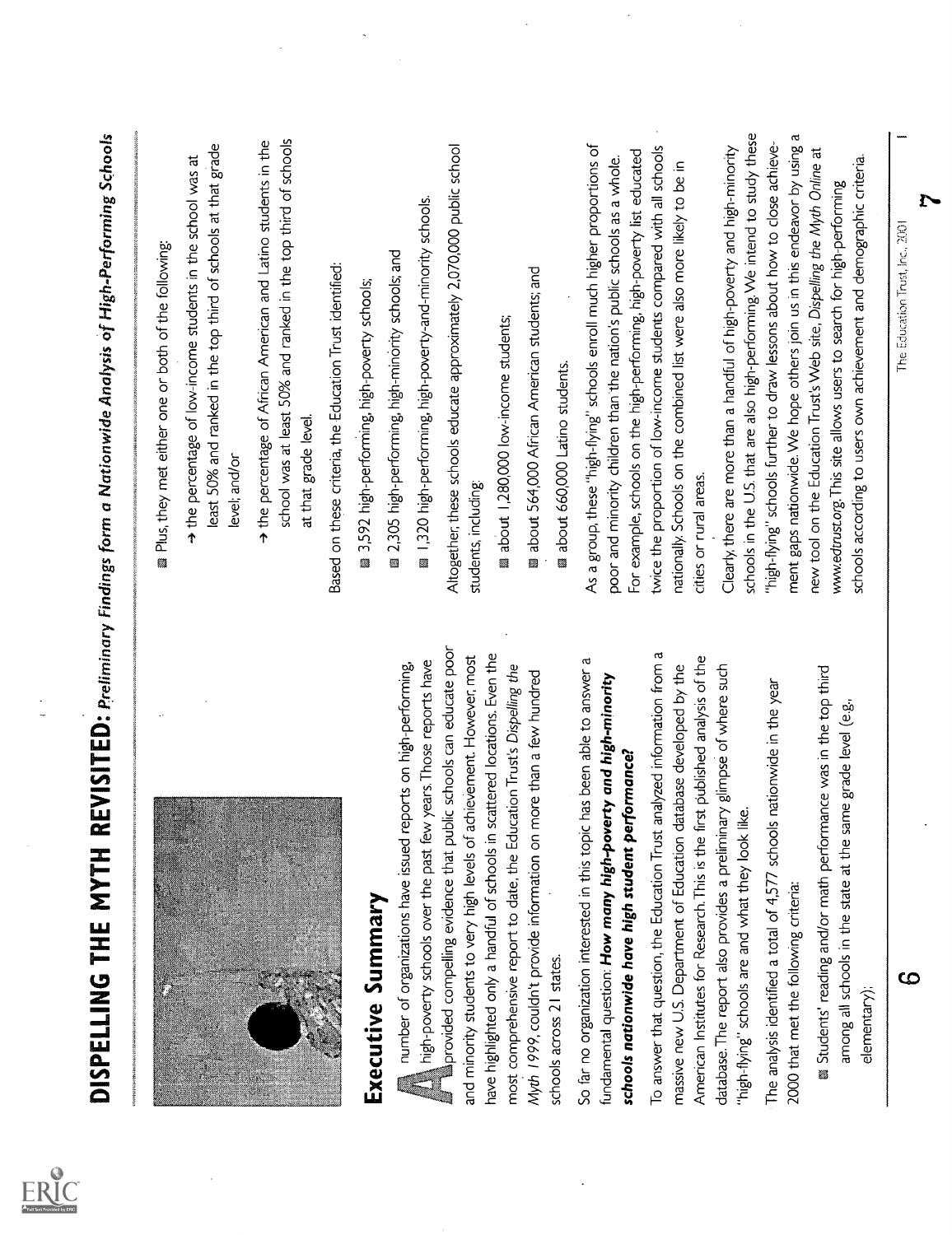# DISPELLING THE MYTH REVISITED: *Preliminary Findings form a Nationwide Analysis of High-Performing Schools*

## Executive Summary

A number of organizations have issued reports on high-performing, high-poverty schools over the past few years. Those reports have provided compelling evidence that public schools can educate poor and minority students to very high levels of achievement. However, most have highlighted only a handful of schools in scattered locations. Even the most comprehensive report to date, the Education Trust's *Dispelling the Myth 1999*, couldn't provide information on more than a few hundred schools across 21 states.

So far no organization interested in this topic has been able to answer a fundamental question: ***How many high-poverty and high-minority schools nationwide have high student performance?***

To answer that question, the Education Trust analyzed information from a massive new U.S. Department of Education database developed by the American Institutes for Research. This is the first published analysis of the database. The report also provides a preliminary glimpse of where such "high-flying" schools are and what they look like.

The analysis identified a total of 4,577 schools nationwide in the year 2000 that met the following criteria:

- Students' reading and/or math performance was in the top third among all schools in the state at the same grade level (e.g., elementary);
- Plus, they met either one or both of the following:
  - → the percentage of low-income students in the school was at least 50% and ranked in the top third of schools at that grade level; and/or
  - → the percentage of African American and Latino students in the school was at least 50% and ranked in the top third of schools at that grade level.

Based on these criteria, the Education Trust identified:

- 3,592 high-performing, high-poverty schools;
- 2,305 high-performing, high-minority schools; and
- 1,320 high-performing, high-poverty-and-minority schools.

Altogether, these schools educate approximately 2,070,000 public school students, including:

- about 1,280,000 low-income students;
- about 564,000 African American students; and
- about 660,000 Latino students.

As a group, these "high-flying" schools enroll much higher proportions of poor and minority children than the nation's public schools as a whole. For example, schools on the high-performing, high-poverty list educated twice the proportion of low-income students compared with all schools nationally. Schools on the combined list were also more likely to be in cities or rural areas.

Clearly, there are more than a handful of high-poverty and high-minority schools in the U.S. that are also high-performing. We intend to study these "high-flying" schools further to draw lessons about how to close achievement gaps nationwide. We hope others join us in this endeavor by using a new tool on the Education Trust's Web site, *Dispelling the Myth Online* at www.edtrust.org. This site allows users to search for high-performing schools according to users own achievement and demographic criteria.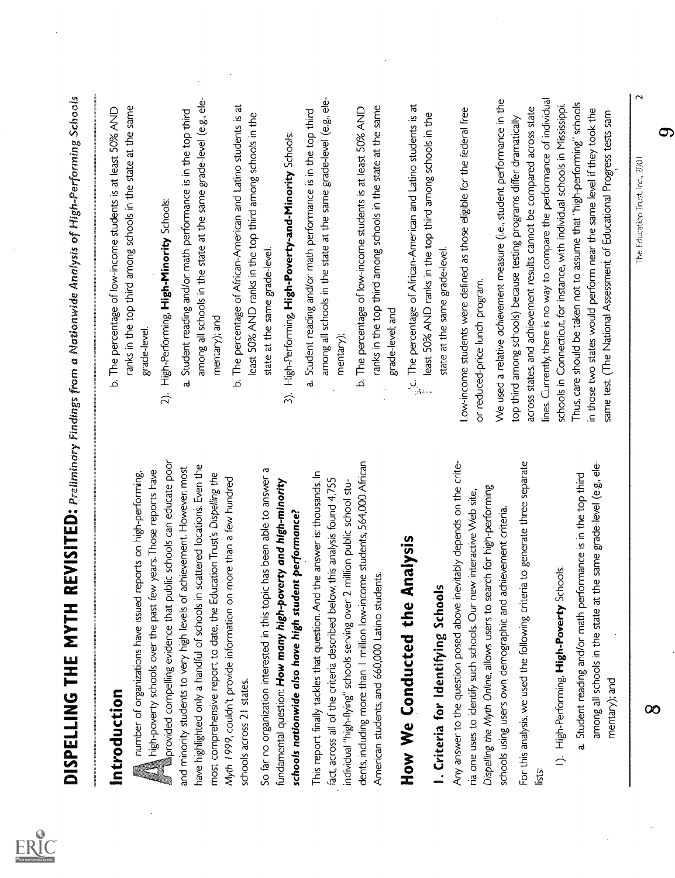## Introduction

A number of organizations have issued reports on high-performing, high-poverty schools over the past few years. Those reports have provided compelling evidence that public schools can educate poor and minority students to very high levels of achievement. However, most have highlighted only a handful of schools in scattered locations. Even the most comprehensive report to date, the Education Trust's *Dispelling the Myth 1999*, couldn't provide information on more than a few hundred schools across 21 states.

So far no organization interested in this topic has been able to answer a fundamental question: ***How many high-poverty and high-minority schools nationwide also have high student performance?***

This report finally tackles that question. And the answer is: thousands. In fact, across all of the criteria described below, this analysis found 4,755 individual "high-flying" schools serving over 2 million public school students, including more than 1 million low-income students, 564,000 African American students, and 660,000 Latino students.

## How We Conducted the Analysis

### 1. Criteria for Identifying Schools

Any answer to the question posed above inevitably depends on the criteria one uses to identify such schools. Our new interactive Web site, *Dispelling the Myth Online*, allows users to search for high-performing schools using users own demographic and achievement criteria.

For this analysis, we used the following criteria to generate three separate lists:

1) High-Performing, **High-Poverty** Schools:
   a. Student reading and/or math performance is in the top third among all schools in the state at the same grade-level (e.g., elementary); and
   b. The percentage of low-income students is at least 50% AND ranks in the top third among schools in the state at the same grade-level.

2) High-Performing, **High-Minority** Schools:
   a. Student reading and/or math performance is in the top third among all schools in the state at the same grade-level (e.g., elementary); and
   b. The percentage of African-American and Latino students is at least 50% AND ranks in the top third among schools in the state at the same grade-level.

3) High-Performing, **High-Poverty-and-Minority** Schools:
   a. Student reading and/or math performance is in the top third among all schools in the state at the same grade-level (e.g., elementary);
   b. The percentage of low-income students is at least 50% AND ranks in the top third among schools in the state at the same grade-level; and
   c. The percentage of African-American and Latino students is at least 50% AND ranks in the top third among schools in the state at the same grade-level.

Low-income students were defined as those eligible for the federal free or reduced-price lunch program.

We used a relative *achievement* measure (i.e., student performance in the top third among schools) because testing programs differ dramatically across states, and achievement results cannot be compared across state lines. Currently, there is no way to compare the performance of individual schools in Connecticut, for instance, with individual schools in Mississippi. Thus, care should be taken not to assume that "high-performing" schools in those two states would perform near the same level if they took the same test. (The National Assessment of Educational Progress tests sam-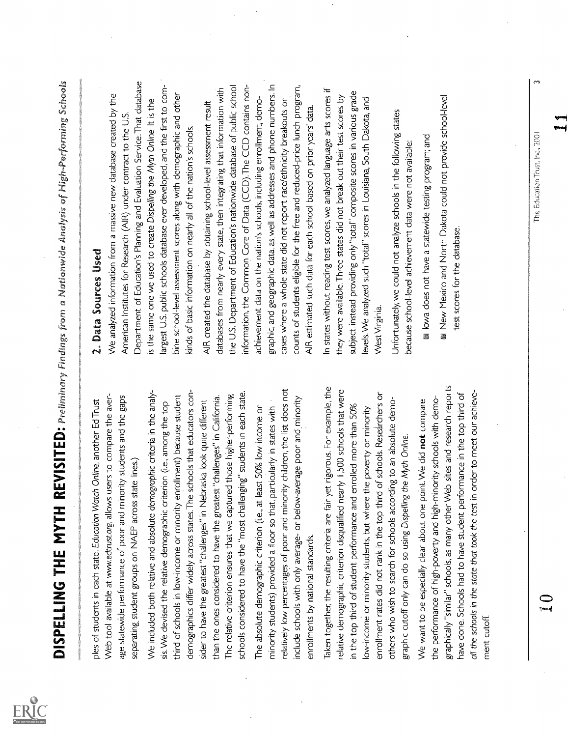ples of students in each state. *Education Watch Online*, another Ed Trust Web tool available at *www.edtrust.org*, allows users to compare the average statewide performance of poor and minority students and the gaps separating student groups on NAEP across state lines.)

We included both relative and absolute *demographic* criteria in the analysis. We devised the relative demographic criterion (i.e., among the top third of schools in low-income or minority enrollment) because student demographics differ widely across states. The schools that educators consider to have the greatest "challenges" in Nebraska look quite different than the ones considered to have the greatest "challenges" in California. The relative criterion ensures that we captured those higher-performing schools considered to have the "most challenging" students in each state.

The absolute demographic criterion (i.e., at least 50% low-income or minority students) provided a floor so that, particularly in states with relatively low percentages of poor and minority children, the list does not include schools with only average- or below-average poor and minority enrollments by national standards.

Taken together, the resulting criteria are fair yet rigorous. For example, the relative demographic criterion disqualified nearly 1,500 schools that were in the top third of student performance and enrolled more than 50% low-income or minority students, but where the poverty or minority enrollment rates did not rank in the top third of schools. Researchers or others who wish to search for schools according to an absolute demographic cutoff only can do so using *Dispelling the Myth Online*.

We want to be especially clear about one point. We did **not** compare the performance of high-poverty and high-minority schools with demographically "similar" schools, as many other Web sites and research reports have done. Schools had to have student performance in the top third of *all the schools in the state that took the test* in order to meet our achievement cutoff.

## 2. Data Sources Used

We analyzed information from a massive new database created by the American Institutes for Research (AIR) under contract to the U.S. Department of Education's Planning and Evaluation Service. That database is the same one we used to create *Dispelling the Myth Online*. It is the largest U.S. public schools database ever developed, and the first to combine school-level assessment scores along with demographic and other kinds of basic information on nearly all of the nation's schools.

AIR created the database by obtaining school-level assessment result databases from nearly every state, then integrating that information with the U.S. Department of Education's nationwide database of public school information, the Common Core of Data (CCD). The CCD contains non-achievement data on the nation's schools, including enrollment, demographic, and geographic data, as well as addresses and phone numbers. In cases where a whole state did not report race/ethnicity breakouts or counts of students eligible for the free and reduced-price lunch program, AIR estimated such data for each school based on prior years' data.

In states without reading test scores, we analyzed language arts scores if they were available. Three states did not break out their test scores by subject, instead providing only "total" composite scores in various grade levels. We analyzed such "total" scores in Louisiana, South Dakota, and West Virginia.

Unfortunately, we could not analyze schools in the following states because school-level achievement data were not available:

- Iowa does not have a statewide testing program; and
- New Mexico and North Dakota could not provide school-level test scores for the database.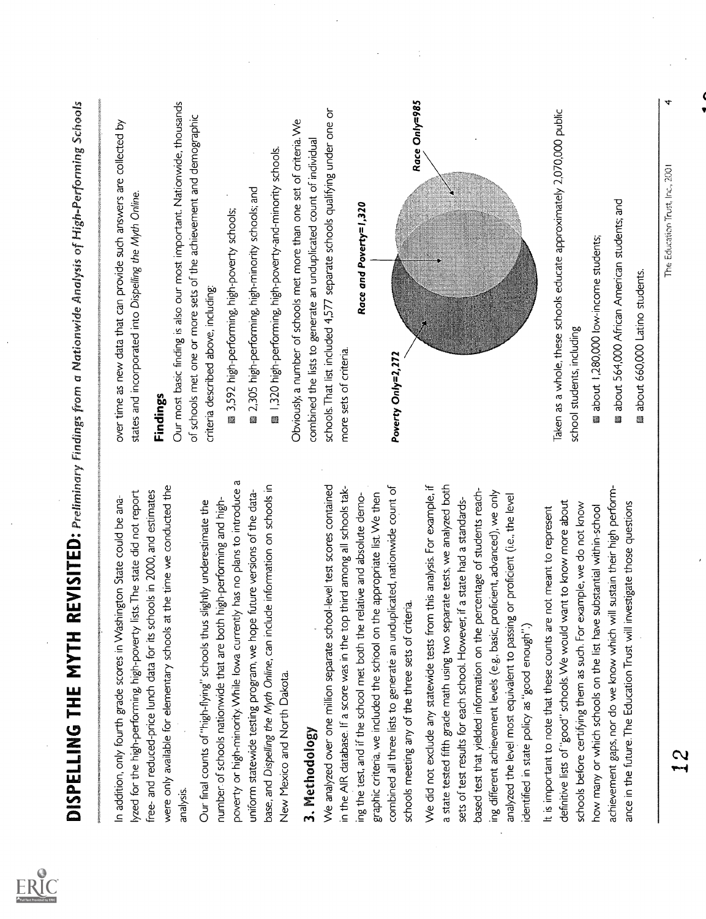In addition, only fourth grade scores in Washington State could be analyzed for the high-performing, high-poverty lists. The state did not report free- and reduced-price lunch data for its schools in 2000, and estimates were only available for elementary schools at the time we conducted the analysis.

Our final counts of "high-flying" schools thus slightly underestimate the number of schools nationwide that are both high-performing and high-poverty or high-minority. While Iowa currently has no plans to introduce a uniform statewide testing program, we hope future versions of the database, and *Dispelling the Myth Online*, can include information on schools in New Mexico and North Dakota.

## 3. Methodology

We analyzed over one million separate school-level test scores contained in the AIR database. If a score was in the top third among all schools taking the test, and if the school met both the relative and absolute demographic criteria, we included the school on the appropriate list. We then combined all three lists to generate an unduplicated, nationwide count of schools meeting any of the three sets of criteria.

We did not exclude any statewide tests from this analysis. For example, if a state tested fifth grade math using two separate tests, we analyzed both sets of test results for each school. However, if a state had a standards-based test that yielded information on the percentage of students reaching different achievement levels (e.g., basic, proficient, advanced), we only analyzed the level most equivalent to passing or proficient (i.e., the level identified in state policy as "good enough".)

It is important to note that these counts are not meant to represent definitive lists of "good" schools. We would want to know more about schools before certifying them as such. For example, we do not know how many or which schools on the list have substantial within-school achievement gaps, nor do we know which will sustain their high performance in the future. The Education Trust will investigate those questions over time as new data that can provide such answers are collected by states and incorporated into *Dispelling the Myth Online*.

## Findings

Our most basic finding is also our most important. Nationwide, thousands of schools met one or more sets of the achievement and demographic criteria described above, including:

- 3,592 high-performing, high-poverty schools;
- 2,305 high-performing, high-minority schools; and
- 1,320 high-performing, high-poverty-and-minority schools.

Obviously, a number of schools met more than one set of criteria. We combined the lists to generate an unduplicated count of individual schools. That list included 4,577 separate schools qualifying under one or more sets of criteria.

*Poverty Only=2,272* | *Race and Poverty=1,320* | *Race Only=985*

Taken as a whole, these schools educate approximately 2,070,000 public school students, including

- about 1,280,000 low-income students;
- about 564,000 African American students; and
- about 660,000 Latino students.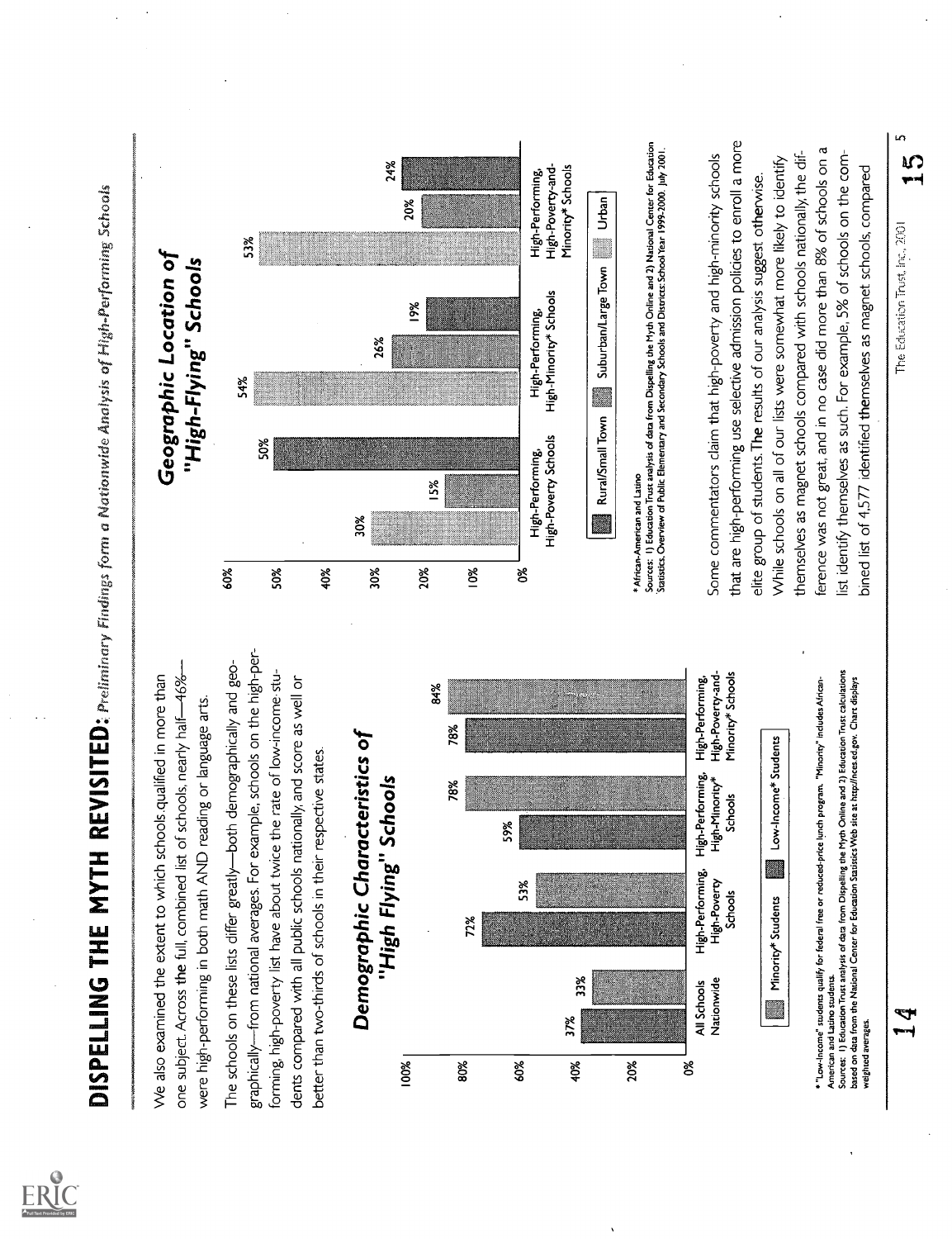We also examined the extent to which schools qualified in more than one subject. Across the full, combined list of schools, nearly half—46%—were high-performing in both math AND reading or language arts.

The schools on these lists differ greatly—both demographically and geographically—from national averages. For example, schools on the high-performing, high-poverty list have about twice the rate of low-income students compared with all public schools nationally, and score as well or better than two-thirds of schools in their respective states.

## Demographic Characteristics of "High Flying" Schools

| | Minority* Students | Low-Income* Students |
|---|---|---|
| All Schools Nationwide | 33% | 37% |
| High-Performing, High-Poverty Schools | 53% | 72% |
| High-Performing, High-Minority* Schools | 78% | 59% |
| High-Performing, High-Poverty-and-Minority* Schools | 84% | 78% |

\* "Low-Income" students qualify for federal free or reduced-price lunch program. "Minority" includes African-American and Latino students.
Sources: 1) Education Trust analysis of data from Dispelling the Myth Online and 2) Education Trust calculations based on data from the National Center for Education Statistics Web site at http://nces.ed.gov. Chart displays weighted averages.

## Geographic Location of "High-Flying" Schools

| | Rural/Small Town | Suburban/Large Town | Urban |
|---|---|---|---|
| High-Performing, High-Poverty Schools | 50% | 15% | 30% |
| High-Performing, High-Minority* Schools | 19% | 26% | 54% |
| High-Performing, High-Poverty-and-Minority* Schools | 24% | 20% | 53% |

\* African-American and Latino
Sources: 1) Education Trust analysis of data from Dispelling the Myth Online and 2) National Center for Education Statistics, Overview of Public Elementary and Secondary Schools and Districts: School Year 1999-2000. July 2001.

Some commentators claim that high-poverty and high-minority schools that are high-performing use selective admission policies to enroll a more elite group of students. The results of our analysis suggest otherwise. While schools on all of our lists were somewhat more likely to identify themselves as magnet schools compared with schools nationally, the difference was not great, and in no case did more than 8% of schools on a list identify themselves as such. For example, 5% of schools on the combined list of 4,577 identified themselves as magnet schools, compared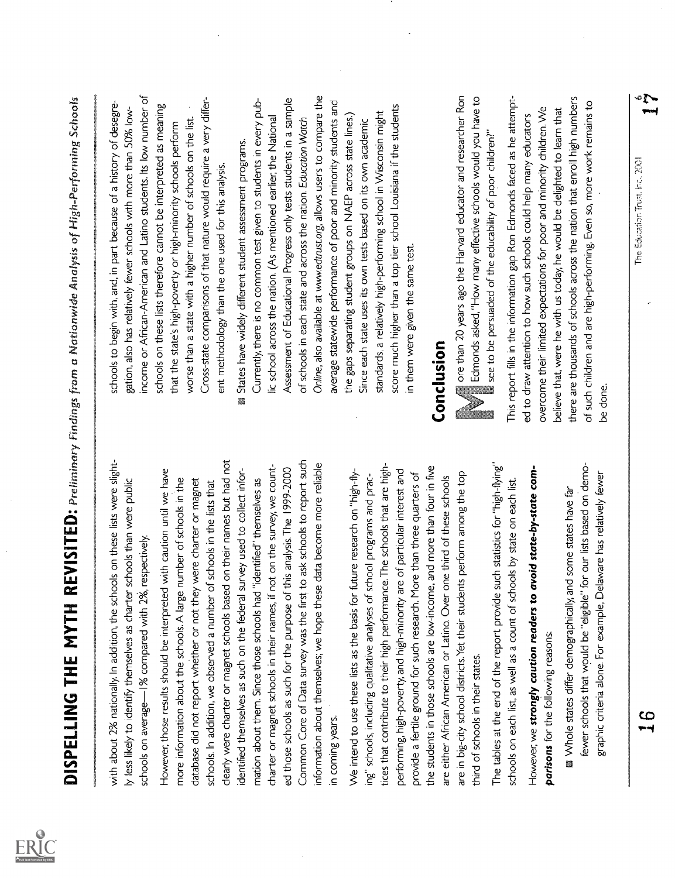with about 2% nationally. In addition, the schools on these lists were slightly less likely to identify themselves as charter schools than were public schools on average—1% compared with 2%, respectively.

However, those results should be interpreted with caution until we have more information about the schools. A large number of schools in the database did not report whether or not they were charter or magnet schools. In addition, we observed a number of schools in the lists that clearly were charter or magnet schools based on their names but had not identified themselves as such on the federal survey used to collect information about them. Since those schools had "identified" themselves as charter or magnet schools in their names, if not on the survey, we counted those schools as such for the purpose of this analysis. The 1999-2000 Common Core of Data survey was the first to ask schools to report such information about themselves; we hope these data become more reliable in coming years.

We intend to use these lists as the basis for future research on "high-flying" schools, including qualitative analyses of school programs and practices that contribute to their high performance. The schools that are high-performing, high-poverty, and high-minority are of particular interest and provide a fertile ground for such research. More than three quarters of the students in those schools are low-income, and more than four in five are either African American or Latino. Over one third of these schools are in big-city school districts. Yet their students perform among the top third of schools in their states.

The tables at the end of the report provide such statistics for "high-flying" schools on each list, as well as a count of schools by state on each list.

However, we ***strongly caution readers to avoid state-by-state comparisons*** for the following reasons:

- Whole states differ demographically, and some states have far fewer schools that would be "eligible" for our lists based on demographic criteria alone. For example, Delaware has relatively fewer schools to begin with, and, in part because of a history of desegregation, also has relatively fewer schools with more than 50% low-income or African-American and Latino students. Its low number of schools on these lists therefore cannot be interpreted as meaning that the state's high-poverty or high-minority schools perform worse than a state with a higher number of schools on the list. Cross-state comparisons of that nature would require a very different methodology than the one used for this analysis.
- States have widely different student assessment programs. Currently, there is no common test given to students in every public school across the nation. (As mentioned earlier, the National Assessment of Educational Progress only tests students in a sample of schools in each state and across the nation. *Education Watch Online*, also available at *www.edtrust.org*, allows users to compare the average statewide performance of poor and minority students and the gaps separating student groups on NAEP across state lines.) Since each state uses its own tests based on its own academic standards, a relatively high-performing school in Wisconsin might score much higher than a top tier school Louisiana if the students in them were given the same test.

## Conclusion

More than 20 years ago the Harvard educator and researcher Ron Edmonds asked, "How many effective schools would you have to see to be persuaded of the educability of poor children?"

This report fills in the information gap Ron Edmonds faced as he attempted to draw attention to how such schools could help many educators overcome their limited expectations for poor and minority children. We believe that, were he with us today, he would be delighted to learn that there are thousands of schools across the nation that enroll high numbers of such children and are high-performing. Even so, more work remains to be done.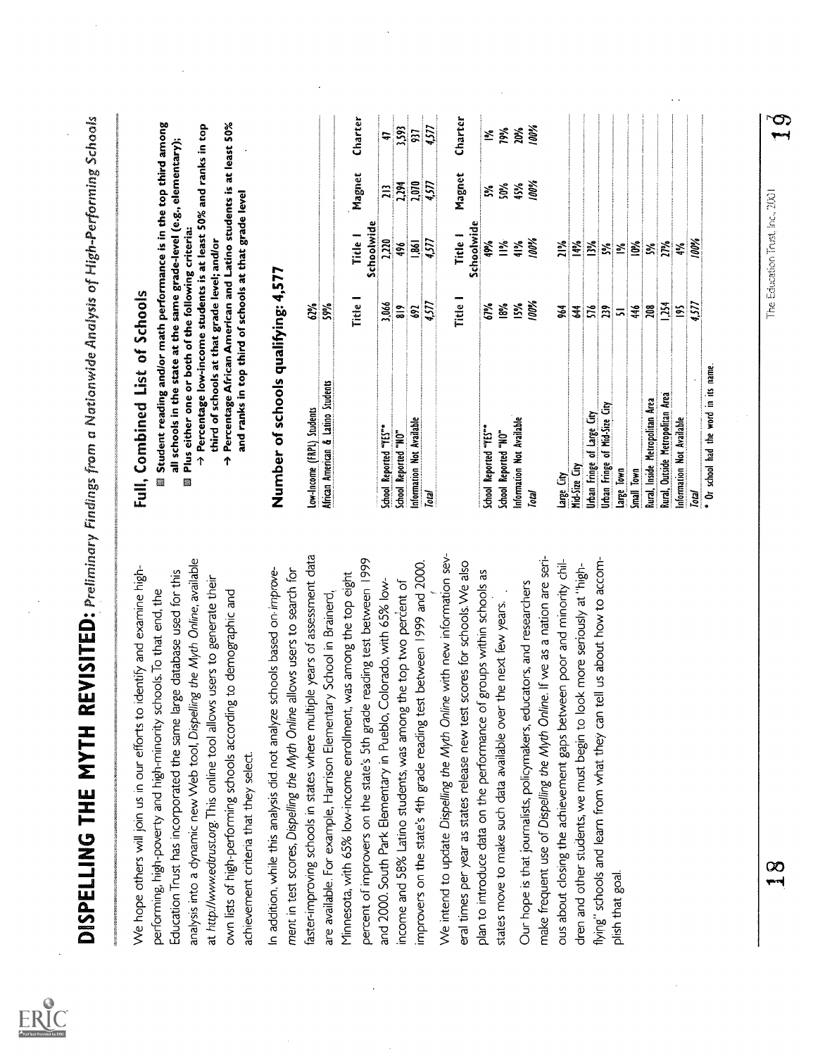# DISPELLING THE MYTH REVISITED: *Preliminary Findings from a Nationwide Analysis of High-Performing Schools*

We hope others will join us in our efforts to identify and examine high-performing, high-poverty and high-minority schools. To that end, the Education Trust has incorporated the same large database used for this analysis into a dynamic new Web tool, *Dispelling the Myth Online*, available at *http://www.edtrust.org*. This online tool allows users to generate their own lists of high-performing schools according to demographic and achievement criteria that they select.

In addition, while this analysis did not analyze schools based on *improvement* in test scores, *Dispelling the Myth Online* allows users to search for faster-improving schools in states where multiple years of assessment data are available. For example, Harrison Elementary School in Brainerd, Minnesota, with 65% low-income enrollment, was among the top eight percent of improvers on the state's 5th grade reading test between 1999 and 2000. South Park Elementary in Pueblo, Colorado, with 65% low-income and 58% Latino students, was among the top two percent of improvers on the state's 4th grade reading test between 1999 and 2000.

We intend to update *Dispelling the Myth Online* with new information several times per year as states release new test scores for schools. We also plan to introduce data on the performance of groups within schools as states move to make such data available over the next few years.

Our hope is that journalists, policymakers, educators, and researchers make frequent use of *Dispelling the Myth Online*. If we as a nation are serious about closing the achievement gaps between poor and minority children and other students, we must begin to look more seriously at "high-flying" schools and learn from what they can tell us about how to accomplish that goal.

## Full, Combined List of Schools

- Student reading and/or math performance is in the top third among all schools in the state at the same grade-level (e.g., elementary);
- Plus either one or both of the following criteria:
  - → Percentage low-income students is at least 50% and ranks in top third of schools at that grade level; and/or
  - → Percentage African American and Latino students is at least 50% and ranks in top third of schools at that grade level

### Number of schools qualifying: 4,577

| | |
|---|---|
| Low-Income (FRPL) Students | 62% |
| African American & Latino Students | 59% |

| | Title I | Title I Schoolwide | Magnet | Charter |
|---|---|---|---|---|
| School Reported "YES"* | 3,066 | 2,220 | 213 | 47 |
| School Reported "NO" | 819 | 496 | 2,294 | 3,593 |
| Information Not Available | 692 | 1,861 | 2,070 | 937 |
| *Total* | 4,577 | 4,577 | 4,577 | 4,577 |

| | Title I | Title I Schoolwide | Magnet | Charter |
|---|---|---|---|---|
| School Reported "YES"* | 67% | 49% | 5% | 1% |
| School Reported "NO" | 18% | 11% | 50% | 79% |
| Information Not Available | 15% | 41% | 45% | 20% |
| *Total* | 100% | 100% | 100% | 100% |

| | | |
|---|---|---|
| Large City | 964 | 21% |
| Mid-Size City | 644 | 14% |
| Urban Fringe of Large City | 576 | 13% |
| Urban Fringe of Mid-Size City | 239 | 5% |
| Large Town | 51 | 1% |
| Small Town | 446 | 10% |
| Rural, Inside Metropolitan Area | 208 | 5% |
| Rural, Outside Metropolitan Area | 1,254 | 27% |
| Information Not Available | 195 | 4% |
| *Total* | 4,577 | 100% |

\* Or school had the word in its name.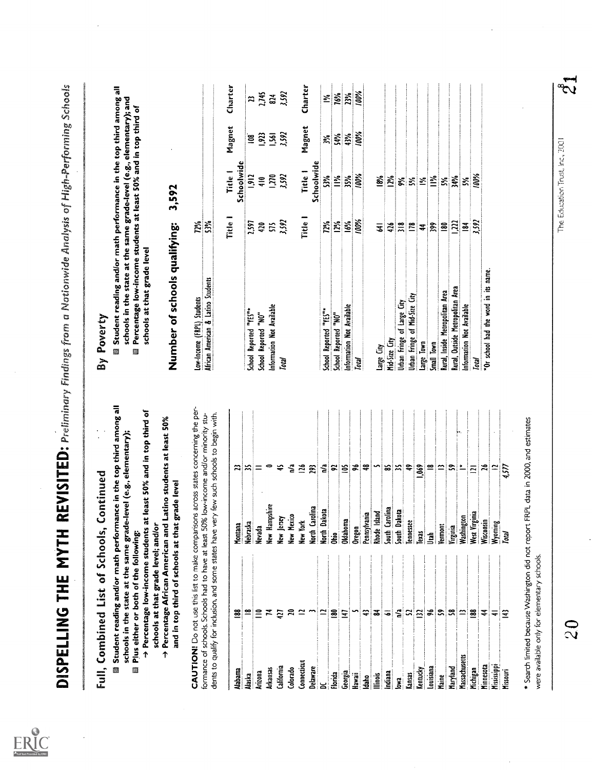# DISPELLING THE MYTH REVISITED: *Preliminary Findings from a Nationwide Analysis of High-Performing Schools*

## Full, Combined List of Schools, Continued

- Student reading and/or math performance in the top third among all schools in the state at the same grade-level (e.g., elementary);
- Plus either or both of the following:
  - → Percentage low-income students at least 50% and in top third of schools at that grade level; and/or
  - → Percentage African American and Latino students at least 50% and in top third of schools at that grade level

**CAUTION!** Do not use this list to make comparisons across states concerning the performance of schools. Schools had to have at least 50% low-income and/or minority students to qualify for inclusion, and some states have very few such schools to begin with.

| State | Schools | State | Schools |
|---|---|---|---|
| Alabama | 188 | Montana | 23 |
| Alaska | 18 | Nebraska | 35 |
| Arizona | 110 | Nevada | 11 |
| Arkansas | 74 | New Hampshire | 0 |
| California | 427 | New Jersey | 45 |
| Colorado | 20 | New Mexico | n/a |
| Connecticut | 12 | New York | 126 |
| Delaware | 3 | North Carolina | 293 |
| DC | 12 | North Dakota | n/a |
| Florida | 180 | Ohio | 92 |
| Georgia | 147 | Oklahoma | 105 |
| Hawaii | 5 | Oregon | 96 |
| Idaho | 43 | Pennsylvania | 48 |
| Illinois | 84 | Rhode Island | 5 |
| Indiana | 61 | South Carolina | 85 |
| Iowa | n/a | South Dakota | 35 |
| Kansas | 52 | Tennessee | 49 |
| Kentucky | 132 | Texas | 1,069 |
| Louisiana | 96 | Utah | 18 |
| Maine | 59 | Vermont | 13 |
| Maryland | 58 | Virginia | 59 |
| Massachusetts | 13 | Washington | 1* |
| Michigan | 188 | West Virginia | 121 |
| Minnesota | 44 | Wisconsin | 26 |
| Mississippi | 41 | Wyoming | 12 |
| Missouri | 143 | Total | 4,577 |

\* Search limited because Washington did not report FRPL data in 2000, and estimates were available only for elementary schools.

## By Poverty

- Student reading and/or math performance in the top third among all schools in the state at the same grade-level (e.g., elementary); and
- Percentage low-income students at least 50% and in top third of schools at that grade level

### Number of schools qualifying: 3,592

| | |
|---|---|
| Low-Income (FRPL) Students | 72% |
| African American & Latino Students | 53% |

| | Title I | Title I Schoolwide | Magnet | Charter |
|---|---|---|---|---|
| School Reported "YES"* | 2,597 | 1,912 | 108 | 23 |
| School Reported "NO" | 420 | 410 | 1,923 | 2,745 |
| Information Not Available | 575 | 1,270 | 1,561 | 824 |
| *Total* | *3,592* | *3,592* | *3,592* | *3,592* |

| | Title I | Title I Schoolwide | Magnet | Charter |
|---|---|---|---|---|
| School Reported "YES"* | 72% | 53% | 3% | 1% |
| School Reported "NO" | 12% | 11% | 54% | 76% |
| Information Not Available | 16% | 35% | 43% | 23% |
| *Total* | *100%* | *100%* | *100%* | *100%* |

| | | |
|---|---|---|
| Large City | 641 | 18% |
| Mid-Size City | 426 | 12% |
| Urban Fringe of Large City | 318 | 9% |
| Urban Fringe of Mid-Size City | 178 | 5% |
| Large Town | 44 | 1% |
| Small Town | 399 | 11% |
| Rural, Inside Metropolitan Area | 180 | 5% |
| Rural, Outside Metropolitan Area | 1,222 | 34% |
| Information Not Available | 184 | 5% |
| *Total* | *3,592* | *100%* |

\*Or school had the word in its name.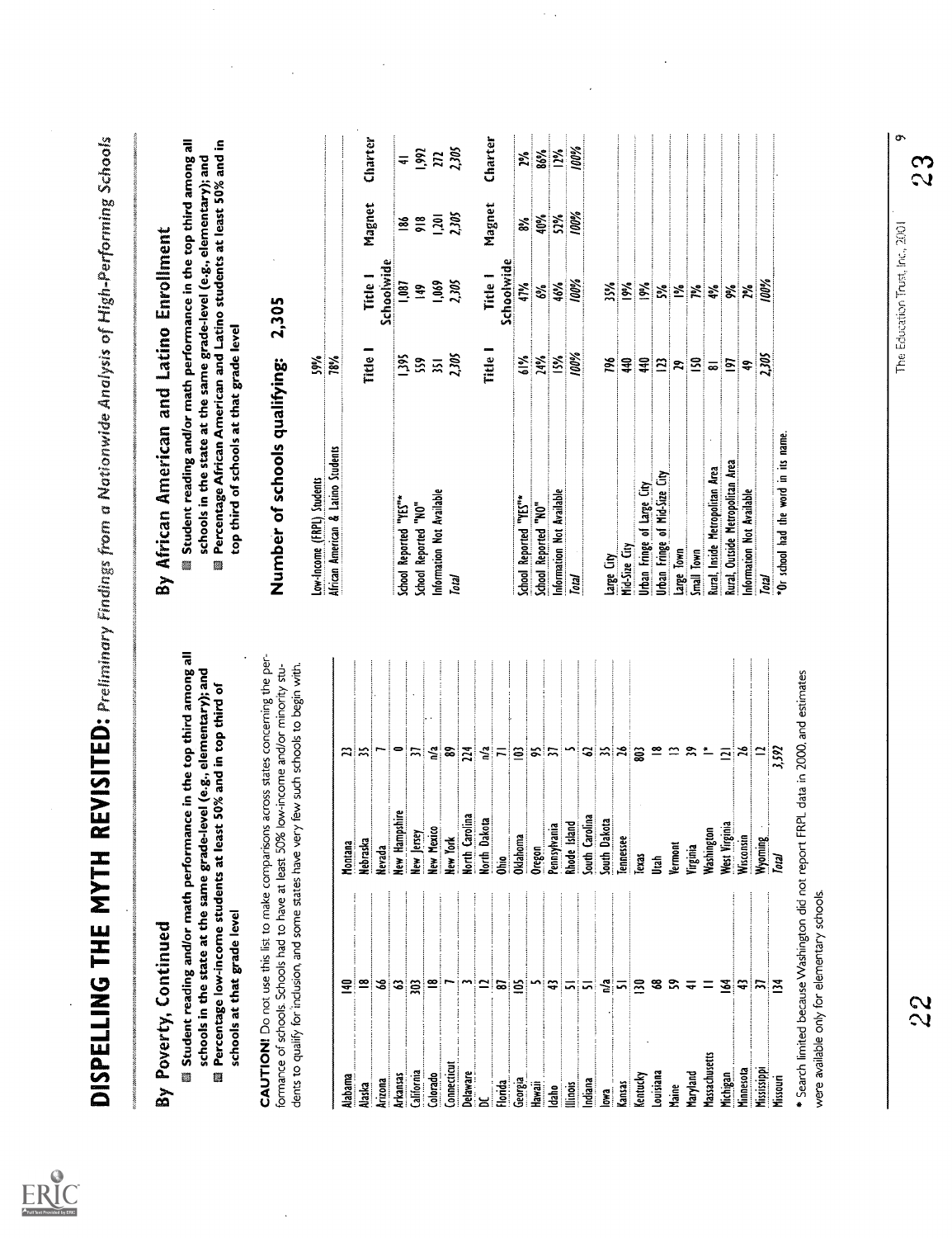# DISPELLING THE MYTH REVISITED: *Preliminary Findings from a Nationwide Analysis of High-Performing Schools*

## By Poverty, Continued

- **Student reading and/or math performance in the top third among all schools in the state at the same grade-level (e.g., elementary); and**
- **Percentage low-income students at least 50% and in top third of schools at that grade level**

**CAUTION!** Do not use this list to make comparisons across states concerning the performance of schools. Schools had to have at least 50% low-income and/or minority students to qualify for inclusion, and some states have very few such schools to begin with.

| State | Number | State | Number |
|---|---|---|---|
| Alabama | 140 | Montana | 23 |
| Alaska | 18 | Nebraska | 35 |
| Arizona | 66 | Nevada | 7 |
| Arkansas | 63 | New Hampshire | 0 |
| California | 303 | New Jersey | 37 |
| Colorado | 18 | New Mexico | n/a |
| Connecticut | 7 | New York | 89 |
| Delaware | 3 | North Carolina | 224 |
| DC | 12 | North Dakota | n/a |
| Florida | 87 | Ohio | 71 |
| Georgia | 105 | Oklahoma | 103 |
| Hawaii | 5 | Oregon | 95 |
| Idaho | 43 | Pennsylvania | 37 |
| Illinois | 51 | Rhode Island | 5 |
| Indiana | 51 | South Carolina | 62 |
| Iowa | n/a | South Dakota | 35 |
| Kansas | 51 | Tennessee | 26 |
| Kentucky | 130 | Texas | 803 |
| Louisiana | 68 | Utah | 18 |
| Maine | 59 | Vermont | 13 |
| Maryland | 41 | Virginia | 39 |
| Massachusetts | 11 | Washington | 1* |
| Michigan | 164 | West Virginia | 121 |
| Minnesota | 43 | Wisconsin | 26 |
| Mississippi | 37 | Wyoming | 12 |
| Missouri | 134 | *Total* | *3,592* |

\* Search limited because Washington did not report FRPL data in 2000, and estimates were available only for elementary schools.

## By African American and Latino Enrollment

- **Student reading and/or math performance in the top third among all schools in the state at the same grade-level (e.g., elementary); and**
- **Percentage African American and Latino students at least 50% and in top third of schools at that grade level**

### Number of schools qualifying: 2,305

| | |
|---|---|
| Low-Income (FRPL) Students | 59% |
| African American & Latino Students | 78% |

| | Title I | Title I Schoolwide | Magnet | Charter |
|---|---|---|---|---|
| School Reported "YES"* | 1,395 | 1,087 | 186 | 41 |
| School Reported "NO" | 559 | 149 | 918 | 1,992 |
| Information Not Available | 351 | 1,069 | 1,201 | 272 |
| *Total* | *2,305* | *2,305* | *2,305* | *2,305* |

| | Title I | Title I Schoolwide | Magnet | Charter |
|---|---|---|---|---|
| School Reported "YES"* | 61% | 47% | 8% | 2% |
| School Reported "NO" | 24% | 6% | 40% | 86% |
| Information Not Available | 15% | 46% | 52% | 12% |
| *Total* | *100%* | *100%* | *100%* | *100%* |

| | | |
|---|---|---|
| Large City | 796 | 35% |
| Mid-Size City | 440 | 19% |
| Urban Fringe of Large City | 440 | 19% |
| Urban Fringe of Mid-Size City | 123 | 5% |
| Large Town | 29 | 1% |
| Small Town | 150 | 7% |
| Rural, Inside Metropolitan Area | 81 | 4% |
| Rural, Outside Metropolitan Area | 197 | 9% |
| Information Not Available | 49 | 2% |
| *Total* | *2,305* | *100%* |

\*Or school had the word in its name.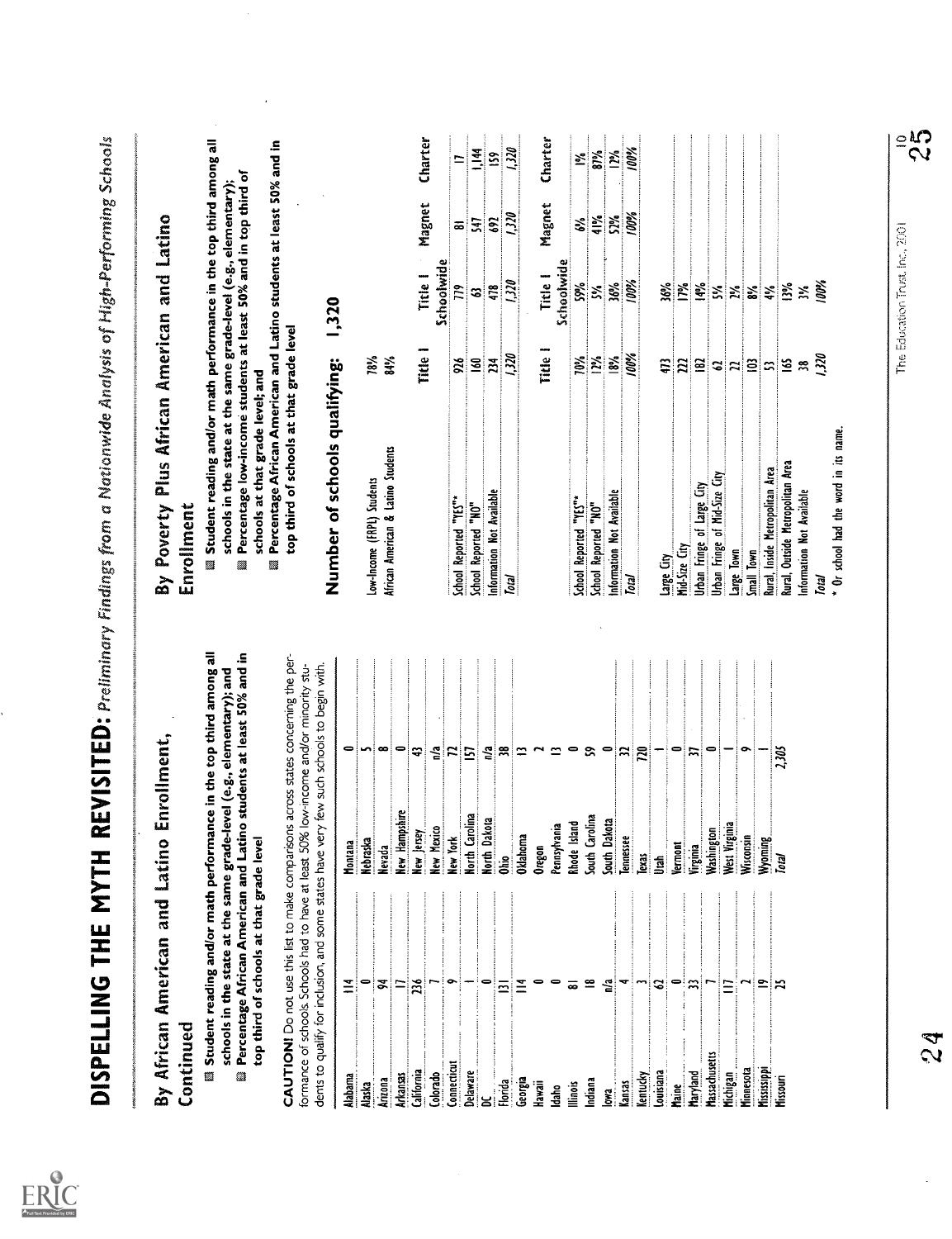# DISPELLING THE MYTH REVISITED: *Preliminary Findings from a Nationwide Analysis of High-Performing Schools*

## By African American and Latino Enrollment, Continued

- **Student reading and/or math performance in the top third among all schools in the state at the same grade-level (e.g., elementary); and**
- **Percentage African American and Latino students at least 50% and in top third of schools at that grade level**

**CAUTION!** Do not use this list to make comparisons across states concerning the performance of schools. Schools had to have at least 50% low-income and/or minority students to qualify for inclusion, and some states have very few such schools to begin with.

| State | Number |
|---|---|
| Alabama | 114 |
| Alaska | 0 |
| Arizona | 94 |
| Arkansas | 17 |
| California | 236 |
| Colorado | 7 |
| Connecticut | 9 |
| Delaware | 1 |
| DC | 0 |
| Florida | 131 |
| Georgia | 114 |
| Hawaii | 0 |
| Idaho | 0 |
| Illinois | 81 |
| Indiana | 18 |
| Iowa | n/a |
| Kansas | 4 |
| Kentucky | 3 |
| Louisiana | 62 |
| Maine | 0 |
| Maryland | 33 |
| Massachusetts | 7 |
| Michigan | 117 |
| Minnesota | 2 |
| Mississippi | 19 |
| Missouri | 25 |
| Montana | 0 |
| Nebraska | 5 |
| Nevada | 8 |
| New Hampshire | 0 |
| New Jersey | 43 |
| New Mexico | n/a |
| New York | 72 |
| North Carolina | 157 |
| North Dakota | n/a |
| Ohio | 38 |
| Oklahoma | 13 |
| Oregon | 2 |
| Pennsylvania | 13 |
| Rhode Island | 0 |
| South Carolina | 59 |
| South Dakota | 0 |
| Tennessee | 32 |
| Texas | 720 |
| Utah | 1 |
| Vermont | 0 |
| Virginia | 37 |
| Washington | 0 |
| West Virginia | 1 |
| Wisconsin | 9 |
| Wyoming | 1 |
| *Total* | *2,305* |

## By Poverty Plus African American and Latino Enrollment

- **Student reading and/or math performance in the top third among all schools in the state at the same grade-level (e.g., elementary);**
- **Percentage low-income students at least 50% and in top third of schools at that grade level; and**
- **Percentage African American and Latino students at least 50% and in top third of schools at that grade level**

### Number of schools qualifying: 1,320

| | |
|---|---|
| Low-Income (FRPL) Students | 78% |
| African American & Latino Students | 84% |

| | Title I | Title I Schoolwide | Magnet | Charter |
|---|---|---|---|---|
| School Reported "YES"* | 926 | 779 | 81 | 17 |
| School Reported "NO" | 160 | 63 | 547 | 1,144 |
| Information Not Available | 234 | 478 | 692 | 159 |
| *Total* | *1,320* | *1,320* | *1,320* | *1,320* |

| | Title I | Title I Schoolwide | Magnet | Charter |
|---|---|---|---|---|
| School Reported "YES"* | 70% | 59% | 6% | 1% |
| School Reported "NO" | 12% | 5% | 41% | 87% |
| Information Not Available | 18% | 36% | 52% | 12% |
| *Total* | *100%* | *100%* | *100%* | *100%* |

| | | |
|---|---|---|
| Large City | 473 | 36% |
| Mid-Size City | 222 | 17% |
| Urban Fringe of Large City | 182 | 14% |
| Urban Fringe of Mid-Size City | 62 | 5% |
| Large Town | 22 | 2% |
| Small Town | 103 | 8% |
| Rural, Inside Metropolitan Area | 53 | 4% |
| Rural, Outside Metropolitan Area | 165 | 13% |
| Information Not Available | 38 | 3% |
| *Total* | *1,320* | *100%* |

\* Or school had the word in its name.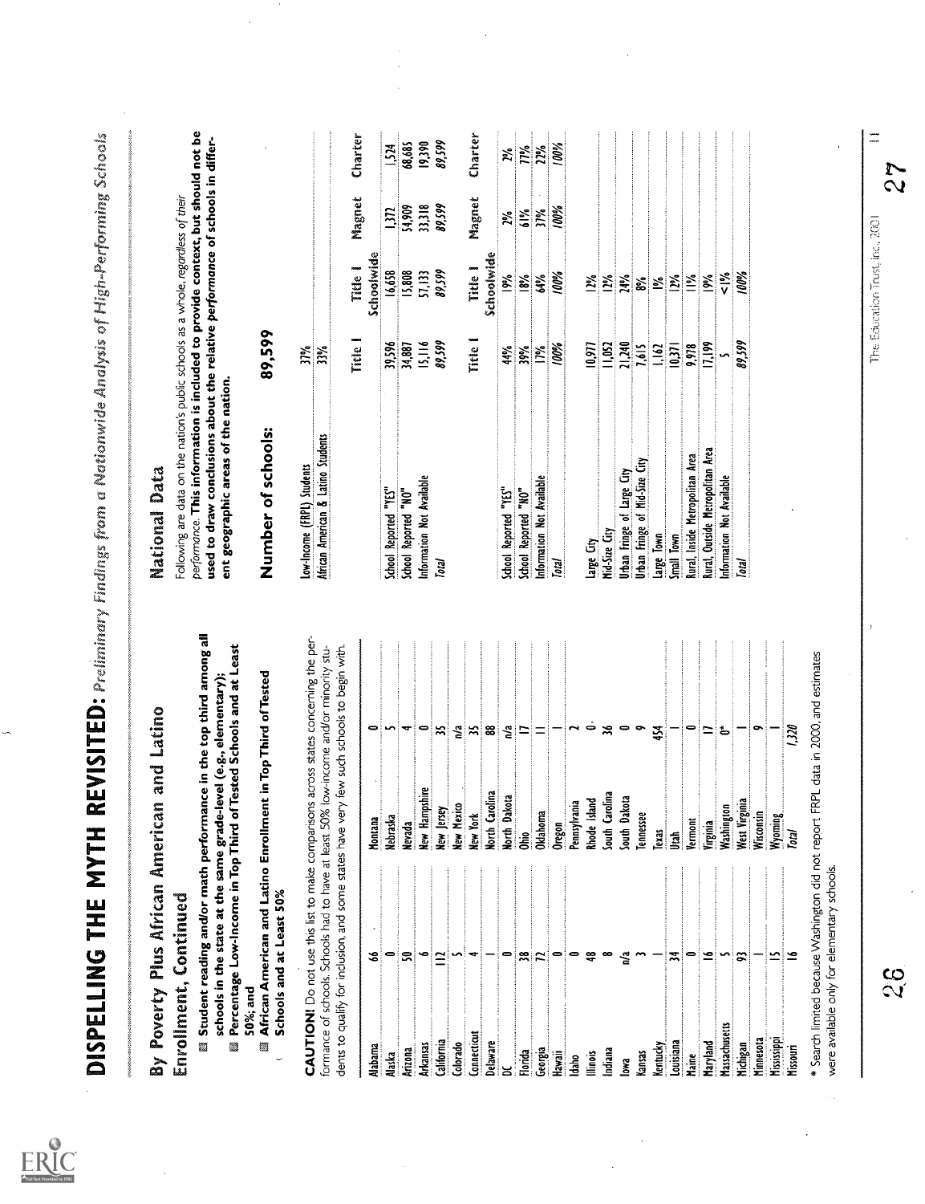## By Poverty Plus African American and Latino Enrollment, Continued

- Student reading and/or math performance in the top third among all schools in the state at the same grade-level (e.g., elementary);
- Percentage Low-Income in Top Third of Tested Schools and at Least 50%; and
- African American and Latino Enrollment in Top Third of Tested Schools and at Least 50%

**CAUTION!** Do not use this list to make comparisons across states concerning the performance of schools. Schools had to have at least 50% low-income and/or minority students to qualify for inclusion, and some states have very few such schools to begin with.

| State | Schools | State | Schools |
|---|---|---|---|
| Alabama | 66 | Montana | 0 |
| Alaska | 0 | Nebraska | 5 |
| Arizona | 50 | Nevada | 4 |
| Arkansas | 6 | New Hampshire | 0 |
| California | 112 | New Jersey | 35 |
| Colorado | 5 | New Mexico | n/a |
| Connecticut | 4 | New York | 35 |
| Delaware | 1 | North Carolina | 88 |
| DC | 0 | North Dakota | n/a |
| Florida | 38 | Ohio | 17 |
| Georgia | 72 | Oklahoma | 11 |
| Hawaii | 0 | Oregon | 1 |
| Idaho | 0 | Pennsylvania | 2 |
| Illinois | 48 | Rhode Island | 0 |
| Indiana | 8 | South Carolina | 36 |
| Iowa | n/a | South Dakota | 0 |
| Kansas | 3 | Tennessee | 9 |
| Kentucky | 1 | Texas | 454 |
| Louisiana | 34 | Utah | 1 |
| Maine | 0 | Vermont | 0 |
| Maryland | 16 | Virginia | 17 |
| Massachusetts | 5 | Washington | 0* |
| Michigan | 93 | West Virginia | 1 |
| Minnesota | 1 | Wisconsin | 9 |
| Mississippi | 15 | Wyoming | 1 |
| Missouri | 16 | *Total* | *1,320* |

\* Search limited because Washington did not report FRPL data in 2000, and estimates were available only for elementary schools.

## National Data

Following are data on the nation's public schools as a whole, *regardless of their performance*. **This information is included to provide context, but should not be used to draw conclusions about the relative** ***performance*** **of schools in different geographic areas of the nation.**

### Number of schools: 89,599

| | |
|---|---|
| Low-Income (FRPL) Students | 37% |
| African American & Latino Students | 33% |

| | Title I | Title I Schoolwide | Magnet | Charter |
|---|---|---|---|---|
| School Reported "YES" | 39,596 | 16,658 | 1,372 | 1,524 |
| School Reported "NO" | 34,887 | 15,808 | 54,909 | 68,685 |
| Information Not Available | 15,116 | 57,133 | 33,318 | 19,390 |
| *Total* | *89,599* | *89,599* | *89,599* | *89,599* |

| | Title I | Title I Schoolwide | Magnet | Charter |
|---|---|---|---|---|
| School Reported "YES" | 44% | 19% | 2% | 2% |
| School Reported "NO" | 39% | 18% | 61% | 77% |
| Information Not Available | 17% | 64% | 37% | 22% |
| *Total* | *100%* | *100%* | *100%* | *100%* |

| | | |
|---|---|---|
| Large City | 10,977 | 12% |
| Mid-Size City | 11,052 | 12% |
| Urban Fringe of Large City | 21,240 | 24% |
| Urban Fringe of Mid-Size City | 7,615 | 8% |
| Large Town | 1,162 | 1% |
| Small Town | 10,371 | 12% |
| Rural, Inside Metropolitan Area | 9,978 | 11% |
| Rural, Outside Metropolitan Area | 17,199 | 19% |
| Information Not Available | 5 | <1% |
| *Total* | *89,599* | *100%* |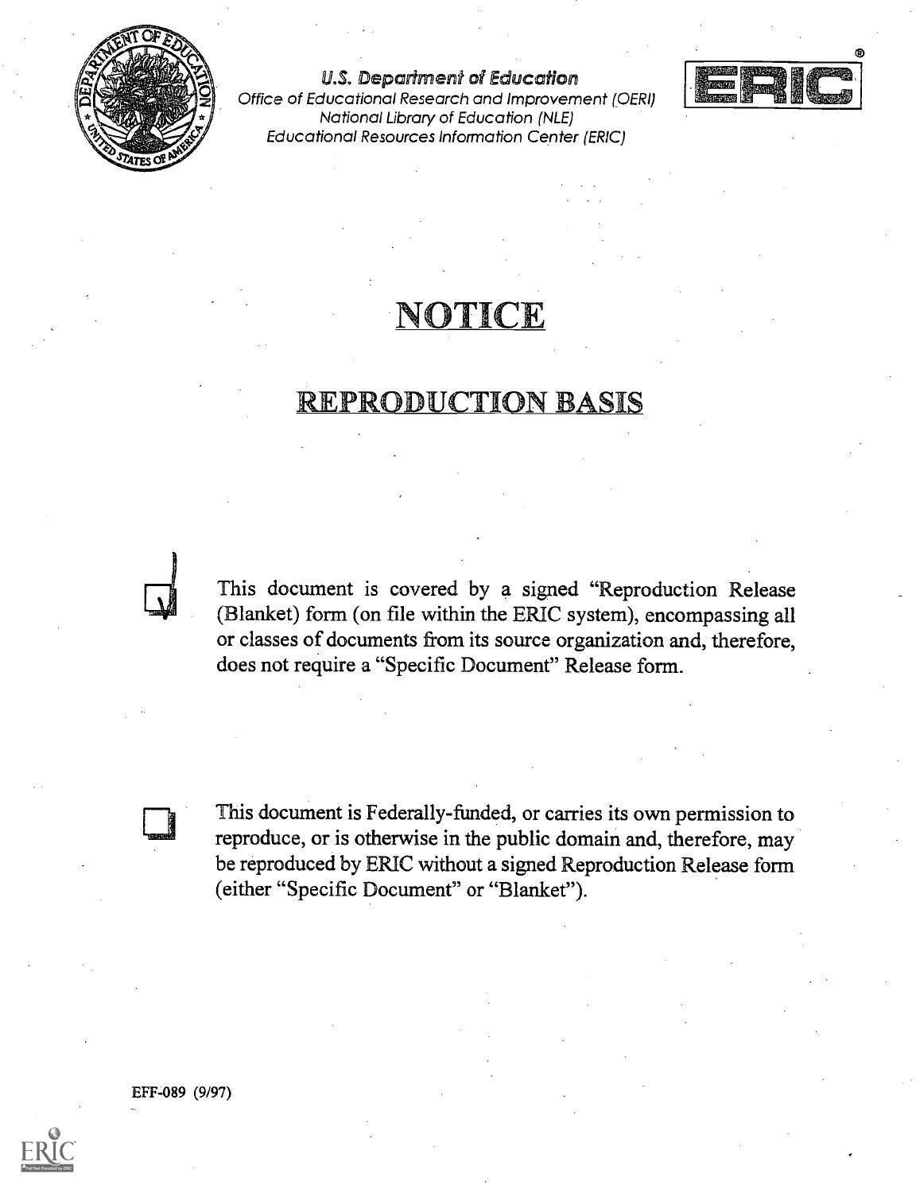U.S. Department of Education
Office of Educational Research and Improvement (OERI)
National Library of Education (NLE)
Educational Resources Information Center (ERIC)

# NOTICE

## REPRODUCTION BASIS

- [x] This document is covered by a signed "Reproduction Release (Blanket) form (on file within the ERIC system), encompassing all or classes of documents from its source organization and, therefore, does not require a "Specific Document" Release form.

- [ ] This document is Federally-funded, or carries its own permission to reproduce, or is otherwise in the public domain and, therefore, may be reproduced by ERIC without a signed Reproduction Release form (either "Specific Document" or "Blanket").

EFF-089 (9/97)